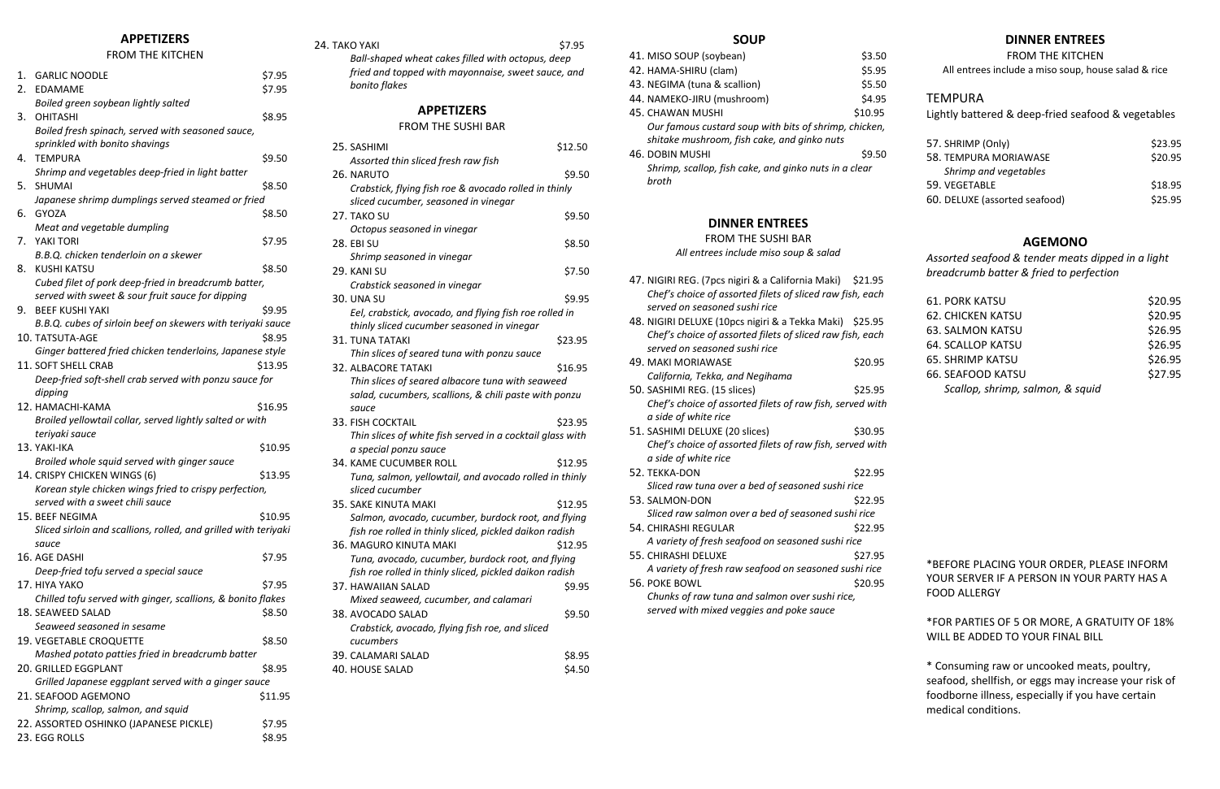## APPETIZERS

### FROM THE KITCHEN

1. GARLIC NOODLE $7.95
2. EDAMAME $7.95
   *Boiled green soybean lightly salted*
3. OHITASHI $8.95
   *Boiled fresh spinach, served with seasoned sauce, sprinkled with bonito shavings*
4. TEMPURA $9.50
   *Shrimp and vegetables deep-fried in light batter*
5. SHUMAI $8.50
   *Japanese shrimp dumplings served steamed or fried*
6. GYOZA $8.50
   *Meat and vegetable dumpling*
7. YAKI TORI $7.95
   *B.B.Q. chicken tenderloin on a skewer*
8. KUSHI KATSU $8.50
   *Cubed filet of pork deep-fried in breadcrumb batter, served with sweet & sour fruit sauce for dipping*
9. BEEF KUSHI YAKI $9.95
   *B.B.Q. cubes of sirloin beef on skewers with teriyaki sauce*
10. TATSUTA-AGE $8.95
    *Ginger battered fried chicken tenderloins, Japanese style*
11. SOFT SHELL CRAB $13.95
    *Deep-fried soft-shell crab served with ponzu sauce for dipping*
12. HAMACHI-KAMA $16.95
    *Broiled yellowtail collar, served lightly salted or with teriyaki sauce*
13. YAKI-IKA $10.95
    *Broiled whole squid served with ginger sauce*
14. CRISPY CHICKEN WINGS (6) $13.95
    *Korean style chicken wings fried to crispy perfection, served with a sweet chili sauce*
15. BEEF NEGIMA $10.95
    *Sliced sirloin and scallions, rolled, and grilled with teriyaki sauce*
16. AGE DASHI $7.95
    *Deep-fried tofu served a special sauce*
17. HIYA YAKO $7.95
    *Chilled tofu served with ginger, scallions, & bonito flakes*
18. SEAWEED SALAD $8.50
    *Seaweed seasoned in sesame*
19. VEGETABLE CROQUETTE $8.50
    *Mashed potato patties fried in breadcrumb batter*
20. GRILLED EGGPLANT $8.95
    *Grilled Japanese eggplant served with a ginger sauce*
21. SEAFOOD AGEMONO $11.95
    *Shrimp, scallop, salmon, and squid*
22. ASSORTED OSHINKO (JAPANESE PICKLE) $7.95
23. EGG ROLLS $8.95
24. TAKO YAKI $7.95
    *Ball-shaped wheat cakes filled with octopus, deep fried and topped with mayonnaise, sweet sauce, and bonito flakes*

## APPETIZERS

### FROM THE SUSHI BAR

25. SASHIMI $12.50
    *Assorted thin sliced fresh raw fish*
26. NARUTO $9.50
    *Crabstick, flying fish roe & avocado rolled in thinly sliced cucumber, seasoned in vinegar*
27. TAKO SU $9.50
    *Octopus seasoned in vinegar*
28. EBI SU $8.50
    *Shrimp seasoned in vinegar*
29. KANI SU $7.50
    *Crabstick seasoned in vinegar*
30. UNA SU $9.95
    *Eel, crabstick, avocado, and flying fish roe rolled in thinly sliced cucumber seasoned in vinegar*
31. TUNA TATAKI $23.95
    *Thin slices of seared tuna with ponzu sauce*
32. ALBACORE TATAKI $16.95
    *Thin slices of seared albacore tuna with seaweed salad, cucumbers, scallions, & chili paste with ponzu sauce*
33. FISH COCKTAIL $23.95
    *Thin slices of white fish served in a cocktail glass with a special ponzu sauce*
34. KAME CUCUMBER ROLL $12.95
    *Tuna, salmon, yellowtail, and avocado rolled in thinly sliced cucumber*
35. SAKE KINUTA MAKI $12.95
    *Salmon, avocado, cucumber, burdock root, and flying fish roe rolled in thinly sliced, pickled daikon radish*
36. MAGURO KINUTA MAKI $12.95
    *Tuna, avocado, cucumber, burdock root, and flying fish roe rolled in thinly sliced, pickled daikon radish*
37. HAWAIIAN SALAD $9.95
    *Mixed seaweed, cucumber, and calamari*
38. AVOCADO SALAD $9.50
    *Crabstick, avocado, flying fish roe, and sliced cucumbers*
39. CALAMARI SALAD $8.95
40. HOUSE SALAD $4.50

## SOUP

41. MISO SOUP (soybean) $3.50
42. HAMA-SHIRU (clam) $5.95
43. NEGIMA (tuna & scallion) $5.50
44. NAMEKO-JIRU (mushroom) $4.95
45. CHAWAN MUSHI $10.95
    *Our famous custard soup with bits of shrimp, chicken, shitake mushroom, fish cake, and ginko nuts*
46. DOBIN MUSHI $9.50
    *Shrimp, scallop, fish cake, and ginko nuts in a clear broth*

## DINNER ENTREES

### FROM THE SUSHI BAR

*All entrees include miso soup & salad*

47. NIGIRI REG. (7pcs nigiri & a California Maki) $21.95
    *Chef's choice of assorted filets of sliced raw fish, each served on seasoned sushi rice*
48. NIGIRI DELUXE (10pcs nigiri & a Tekka Maki) $25.95
    *Chef's choice of assorted filets of sliced raw fish, each served on seasoned sushi rice*
49. MAKI MORIAWASE $20.95
    *California, Tekka, and Negihama*
50. SASHIMI REG. (15 slices) $25.95
    *Chef's choice of assorted filets of raw fish, served with a side of white rice*
51. SASHIMI DELUXE (20 slices) $30.95
    *Chef's choice of assorted filets of raw fish, served with a side of white rice*
52. TEKKA-DON $22.95
    *Sliced raw tuna over a bed of seasoned sushi rice*
53. SALMON-DON $22.95
    *Sliced raw salmon over a bed of seasoned sushi rice*
54. CHIRASHI REGULAR $22.95
    *A variety of fresh seafood on seasoned sushi rice*
55. CHIRASHI DELUXE $27.95
    *A variety of fresh raw seafood on seasoned sushi rice*
56. POKE BOWL $20.95
    *Chunks of raw tuna and salmon over sushi rice, served with mixed veggies and poke sauce*

## DINNER ENTREES

### FROM THE KITCHEN

All entrees include a miso soup, house salad & rice

### TEMPURA

Lightly battered & deep-fried seafood & vegetables

57. SHRIMP (Only) $23.95
58. TEMPURA MORIAWASE $20.95
    *Shrimp and vegetables*
59. VEGETABLE $18.95
60. DELUXE (assorted seafood) $25.95

### AGEMONO

*Assorted seafood & tender meats dipped in a light breadcrumb batter & fried to perfection*

61. PORK KATSU $20.95
62. CHICKEN KATSU $20.95
63. SALMON KATSU $26.95
64. SCALLOP KATSU $26.95
65. SHRIMP KATSU $26.95
66. SEAFOOD KATSU $27.95
    *Scallop, shrimp, salmon, & squid*

*BEFORE PLACING YOUR ORDER, PLEASE INFORM YOUR SERVER IF A PERSON IN YOUR PARTY HAS A FOOD ALLERGY

*FOR PARTIES OF 5 OR MORE, A GRATUITY OF 18% WILL BE ADDED TO YOUR FINAL BILL

* Consuming raw or uncooked meats, poultry, seafood, shellfish, or eggs may increase your risk of foodborne illness, especially if you have certain medical conditions.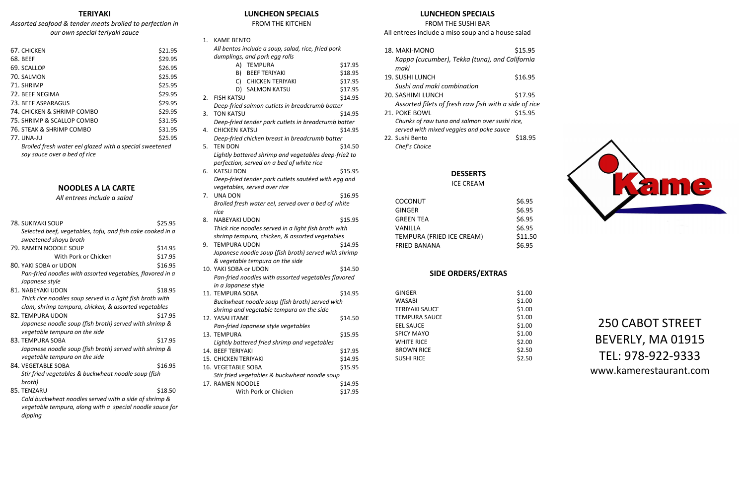## TERIYAKI

*Assorted seafood & tender meats broiled to perfection in our own special teriyaki sauce*

| | |
|---|---|
| 67. CHICKEN | $21.95 |
| 68. BEEF | $29.95 |
| 69. SCALLOP | $26.95 |
| 70. SALMON | $25.95 |
| 71. SHRIMP | $25.95 |
| 72. BEEF NEGIMA | $29.95 |
| 73. BEEF ASPARAGUS | $29.95 |
| 74. CHICKEN & SHRIMP COMBO | $29.95 |
| 75. SHRIMP & SCALLOP COMBO | $31.95 |
| 76. STEAK & SHRIMP COMBO | $31.95 |
| 77. UNA-JU | $25.95 |

*Broiled fresh water eel glazed with a special sweetened soy sauce over a bed of rice*

## NOODLES A LA CARTE

*All entrees include a salad*

78. SUKIYAKI SOUP — $25.95
*Selected beef, vegetables, tofu, and fish cake cooked in a sweetened shoyu broth*

79. RAMEN NOODLE SOUP — $14.95
With Pork or Chicken — $17.95

80. YAKI SOBA or UDON — $16.95
*Pan-fried noodles with assorted vegetables, flavored in a Japanese style*

81. NABEYAKI UDON — $18.95
*Thick rice noodles soup served in a light fish broth with clam, shrimp tempura, chicken, & assorted vegetables*

82. TEMPURA UDON — $17.95
*Japanese noodle soup (fish broth) served with shrimp & vegetable tempura on the side*

83. TEMPURA SOBA — $17.95
*Japanese noodle soup (fish broth) served with shrimp & vegetable tempura on the side*

84. VEGETABLE SOBA — $16.95
*Stir fried vegetables & buckwheat noodle soup (fish broth)*

85. TENZARU — $18.50
*Cold buckwheat noodles served with a side of shrimp & vegetable tempura, along with a special noodle sauce for dipping*

## LUNCHEON SPECIALS

FROM THE KITCHEN

1. KAME BENTO
*All bentos include a soup, salad, rice, fried pork dumplings, and pork egg rolls*
   - A) TEMPURA — $17.95
   - B) BEEF TERIYAKI — $18.95
   - C) CHICKEN TERIYAKI — $17.95
   - D) SALMON KATSU — $17.95
2. FISH KATSU — $14.95
*Deep-fried salmon cutlets in breadcrumb batter*
3. TON KATSU — $14.95
*Deep-fried tender pork cutlets in breadcrumb batter*
4. CHICKEN KATSU — $14.95
*Deep-fried chicken breast in breadcrumb batter*
5. TEN DON — $14.50
*Lightly battered shrimp and vegetables deep-frie2 to perfection, served on a bed of white rice*
6. KATSU DON — $15.95
*Deep-fried tender pork cutlets sautéed with egg and vegetables, served over rice*
7. UNA DON — $16.95
*Broiled fresh water eel, served over a bed of white rice*
8. NABEYAKI UDON — $15.95
*Thick rice noodles served in a light fish broth with shrimp tempura, chicken, & assorted vegetables*
9. TEMPURA UDON — $14.95
*Japanese noodle soup (fish broth) served with shrimp & vegetable tempura on the side*
10. YAKI SOBA or UDON — $14.50
*Pan-fried noodles with assorted vegetables flavored in a Japanese style*
11. TEMPURA SOBA — $14.95
*Buckwheat noodle soup (fish broth) served with shrimp and vegetable tempura on the side*
12. YASAI ITAME — $14.50
*Pan-fried Japanese style vegetables*
13. TEMPURA — $15.95
*Lightly battered fried shrimp and vegetables*
14. BEEF TERIYAKI — $17.95
15. CHICKEN TERIYAKI — $14.95
16. VEGETABLE SOBA — $15.95
*Stir fried vegetables & buckwheat noodle soup*
17. RAMEN NOODLE — $14.95
With Pork or Chicken — $17.95

## LUNCHEON SPECIALS

FROM THE SUSHI BAR

All entrees include a miso soup and a house salad

18. MAKI-MONO — $15.95
*Kappa (cucumber), Tekka (tuna), and California maki*

19. SUSHI LUNCH — $16.95
*Sushi and maki combination*

20. SASHIMI LUNCH — $17.95
*Assorted filets of fresh raw fish with a side of rice*

21. POKE BOWL — $15.95
*Chunks of raw tuna and salmon over sushi rice, served with mixed veggies and poke sauce*

22. Sushi Bento — $18.95
*Chef's Choice*

## DESSERTS

ICE CREAM

| | |
|---|---|
| COCONUT | $6.95 |
| GINGER | $6.95 |
| GREEN TEA | $6.95 |
| VANILLA | $6.95 |
| TEMPURA (FRIED ICE CREAM) | $11.50 |
| FRIED BANANA | $6.95 |

## SIDE ORDERS/EXTRAS

| | |
|---|---|
| GINGER | $1.00 |
| WASABI | $1.00 |
| TERIYAKI SAUCE | $1.00 |
| TEMPURA SAUCE | $1.00 |
| EEL SAUCE | $1.00 |
| SPICY MAYO | $1.00 |
| WHITE RICE | $2.00 |
| BROWN RICE | $2.50 |
| SUSHI RICE | $2.50 |

Kame

250 CABOT STREET
BEVERLY, MA 01915
TEL: 978-922-9333
www.kamerestaurant.com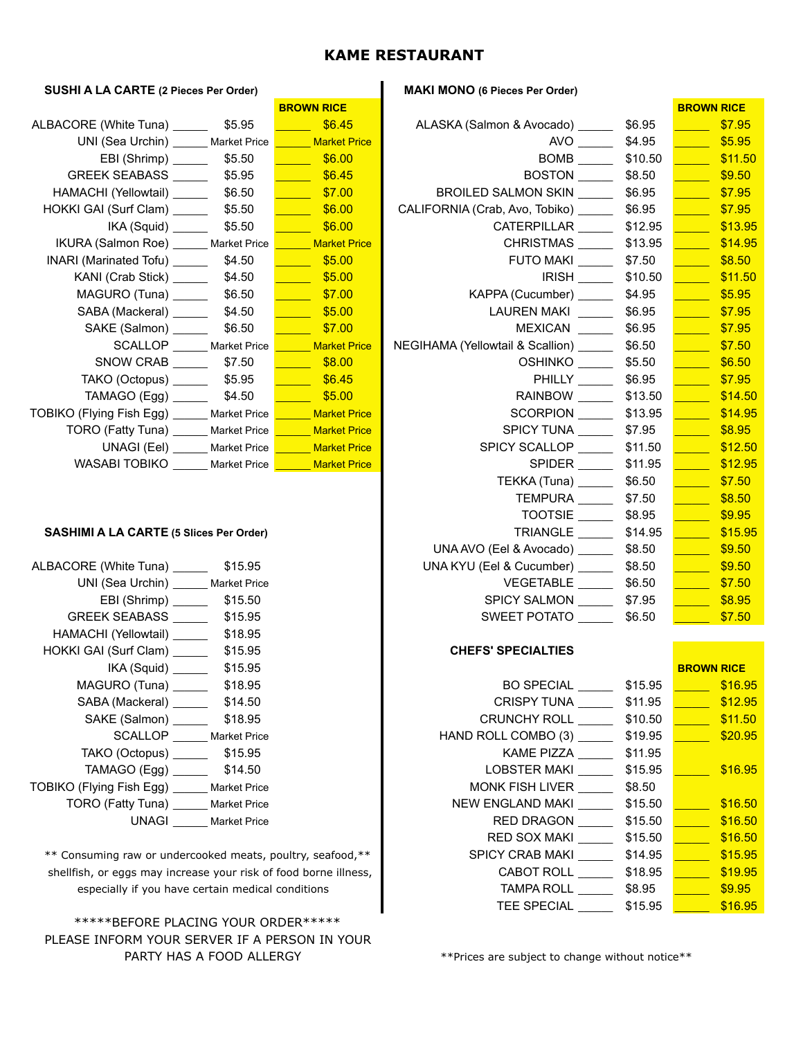# KAME RESTAURANT

## SUSHI A LA CARTE (2 Pieces Per Order)

| Item | Price | Brown Rice |
|---|---|---|
| ALBACORE (White Tuna) | $5.95 | $6.45 |
| UNI (Sea Urchin) | Market Price | Market Price |
| EBI (Shrimp) | $5.50 | $6.00 |
| GREEK SEABASS | $5.95 | $6.45 |
| HAMACHI (Yellowtail) | $6.50 | $7.00 |
| HOKKI GAI (Surf Clam) | $5.50 | $6.00 |
| IKA (Squid) | $5.50 | $6.00 |
| IKURA (Salmon Roe) | Market Price | Market Price |
| INARI (Marinated Tofu) | $4.50 | $5.00 |
| KANI (Crab Stick) | $4.50 | $5.00 |
| MAGURO (Tuna) | $6.50 | $7.00 |
| SABA (Mackeral) | $4.50 | $5.00 |
| SAKE (Salmon) | $6.50 | $7.00 |
| SCALLOP | Market Price | Market Price |
| SNOW CRAB | $7.50 | $8.00 |
| TAKO (Octopus) | $5.95 | $6.45 |
| TAMAGO (Egg) | $4.50 | $5.00 |
| TOBIKO (Flying Fish Egg) | Market Price | Market Price |
| TORO (Fatty Tuna) | Market Price | Market Price |
| UNAGI (Eel) | Market Price | Market Price |
| WASABI TOBIKO | Market Price | Market Price |

## SASHIMI A LA CARTE (5 Slices Per Order)

| Item | Price |
|---|---|
| ALBACORE (White Tuna) | $15.95 |
| UNI (Sea Urchin) | Market Price |
| EBI (Shrimp) | $15.50 |
| GREEK SEABASS | $15.95 |
| HAMACHI (Yellowtail) | $18.95 |
| HOKKI GAI (Surf Clam) | $15.95 |
| IKA (Squid) | $15.95 |
| MAGURO (Tuna) | $18.95 |
| SABA (Mackeral) | $14.50 |
| SAKE (Salmon) | $18.95 |
| SCALLOP | Market Price |
| TAKO (Octopus) | $15.95 |
| TAMAGO (Egg) | $14.50 |
| TOBIKO (Flying Fish Egg) | Market Price |
| TORO (Fatty Tuna) | Market Price |
| UNAGI | Market Price |

** Consuming raw or undercooked meats, poultry, seafood,** shellfish, or eggs may increase your risk of food borne illness, especially if you have certain medical conditions

*****BEFORE PLACING YOUR ORDER*****
PLEASE INFORM YOUR SERVER IF A PERSON IN YOUR PARTY HAS A FOOD ALLERGY

## MAKI MONO (6 Pieces Per Order)

| Item | Price | Brown Rice |
|---|---|---|
| ALASKA (Salmon & Avocado) | $6.95 | $7.95 |
| AVO | $4.95 | $5.95 |
| BOMB | $10.50 | $11.50 |
| BOSTON | $8.50 | $9.50 |
| BROILED SALMON SKIN | $6.95 | $7.95 |
| CALIFORNIA (Crab, Avo, Tobiko) | $6.95 | $7.95 |
| CATERPILLAR | $12.95 | $13.95 |
| CHRISTMAS | $13.95 | $14.95 |
| FUTO MAKI | $7.50 | $8.50 |
| IRISH | $10.50 | $11.50 |
| KAPPA (Cucumber) | $4.95 | $5.95 |
| LAUREN MAKI | $6.95 | $7.95 |
| MEXICAN | $6.95 | $7.95 |
| NEGIHAMA (Yellowtail & Scallion) | $6.50 | $7.50 |
| OSHINKO | $5.50 | $6.50 |
| PHILLY | $6.95 | $7.95 |
| RAINBOW | $13.50 | $14.50 |
| SCORPION | $13.95 | $14.95 |
| SPICY TUNA | $7.95 | $8.95 |
| SPICY SCALLOP | $11.50 | $12.50 |
| SPIDER | $11.95 | $12.95 |
| TEKKA (Tuna) | $6.50 | $7.50 |
| TEMPURA | $7.50 | $8.50 |
| TOOTSIE | $8.95 | $9.95 |
| TRIANGLE | $14.95 | $15.95 |
| UNA AVO (Eel & Avocado) | $8.50 | $9.50 |
| UNA KYU (Eel & Cucumber) | $8.50 | $9.50 |
| VEGETABLE | $6.50 | $7.50 |
| SPICY SALMON | $7.95 | $8.95 |
| SWEET POTATO | $6.50 | $7.50 |

## CHEFS' SPECIALTIES

| Item | Price | Brown Rice |
|---|---|---|
| BO SPECIAL | $15.95 | $16.95 |
| CRISPY TUNA | $11.95 | $12.95 |
| CRUNCHY ROLL | $10.50 | $11.50 |
| HAND ROLL COMBO (3) | $19.95 | $20.95 |
| KAME PIZZA | $11.95 | |
| LOBSTER MAKI | $15.95 | $16.95 |
| MONK FISH LIVER | $8.50 | |
| NEW ENGLAND MAKI | $15.50 | $16.50 |
| RED DRAGON | $15.50 | $16.50 |
| RED SOX MAKI | $15.50 | $16.50 |
| SPICY CRAB MAKI | $14.95 | $15.95 |
| CABOT ROLL | $18.95 | $19.95 |
| TAMPA ROLL | $8.95 | $9.95 |
| TEE SPECIAL | $15.95 | $16.95 |

**Prices are subject to change without notice**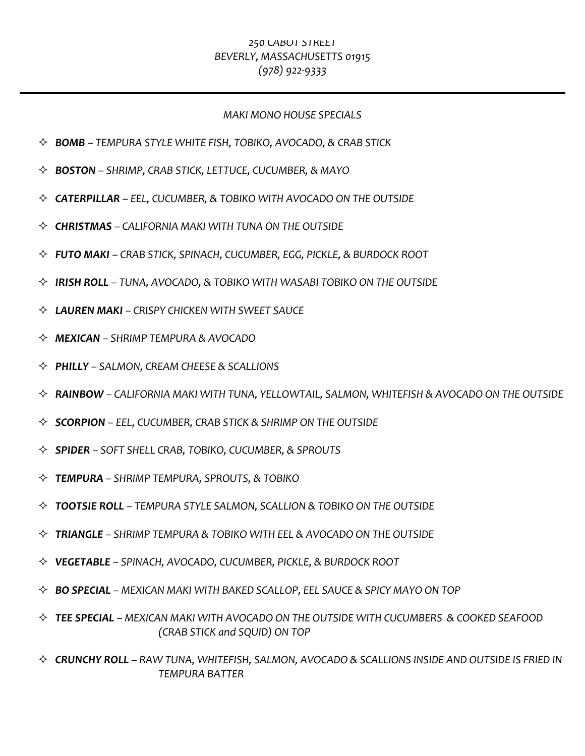*250 CABOT STREET*
*BEVERLY, MASSACHUSETTS 01915*
*(978) 922-9333*

---

*MAKI MONO HOUSE SPECIALS*

- ***BOMB*** *– TEMPURA STYLE WHITE FISH, TOBIKO, AVOCADO, & CRAB STICK*
- ***BOSTON*** *– SHRIMP, CRAB STICK, LETTUCE, CUCUMBER, & MAYO*
- ***CATERPILLAR*** *– EEL, CUCUMBER, & TOBIKO WITH AVOCADO ON THE OUTSIDE*
- ***CHRISTMAS*** *– CALIFORNIA MAKI WITH TUNA ON THE OUTSIDE*
- ***FUTO MAKI*** *– CRAB STICK, SPINACH, CUCUMBER, EGG, PICKLE, & BURDOCK ROOT*
- ***IRISH ROLL*** *– TUNA, AVOCADO, & TOBIKO WITH WASABI TOBIKO ON THE OUTSIDE*
- ***LAUREN MAKI*** *– CRISPY CHICKEN WITH SWEET SAUCE*
- ***MEXICAN*** *– SHRIMP TEMPURA & AVOCADO*
- ***PHILLY*** *– SALMON, CREAM CHEESE & SCALLIONS*
- ***RAINBOW*** *– CALIFORNIA MAKI WITH TUNA, YELLOWTAIL, SALMON, WHITEFISH & AVOCADO ON THE OUTSIDE*
- ***SCORPION*** *– EEL, CUCUMBER, CRAB STICK & SHRIMP ON THE OUTSIDE*
- ***SPIDER*** *– SOFT SHELL CRAB, TOBIKO, CUCUMBER, & SPROUTS*
- ***TEMPURA*** *– SHRIMP TEMPURA, SPROUTS, & TOBIKO*
- ***TOOTSIE ROLL*** *– TEMPURA STYLE SALMON, SCALLION & TOBIKO ON THE OUTSIDE*
- ***TRIANGLE*** *– SHRIMP TEMPURA & TOBIKO WITH EEL & AVOCADO ON THE OUTSIDE*
- ***VEGETABLE*** *– SPINACH, AVOCADO, CUCUMBER, PICKLE, & BURDOCK ROOT*
- ***BO SPECIAL*** *– MEXICAN MAKI WITH BAKED SCALLOP, EEL SAUCE & SPICY MAYO ON TOP*
- ***TEE SPECIAL*** *– MEXICAN MAKI WITH AVOCADO ON THE OUTSIDE WITH CUCUMBERS & COOKED SEAFOOD (CRAB STICK and SQUID) ON TOP*
- ***CRUNCHY ROLL*** *– RAW TUNA, WHITEFISH, SALMON, AVOCADO & SCALLIONS INSIDE AND OUTSIDE IS FRIED IN TEMPURA BATTER*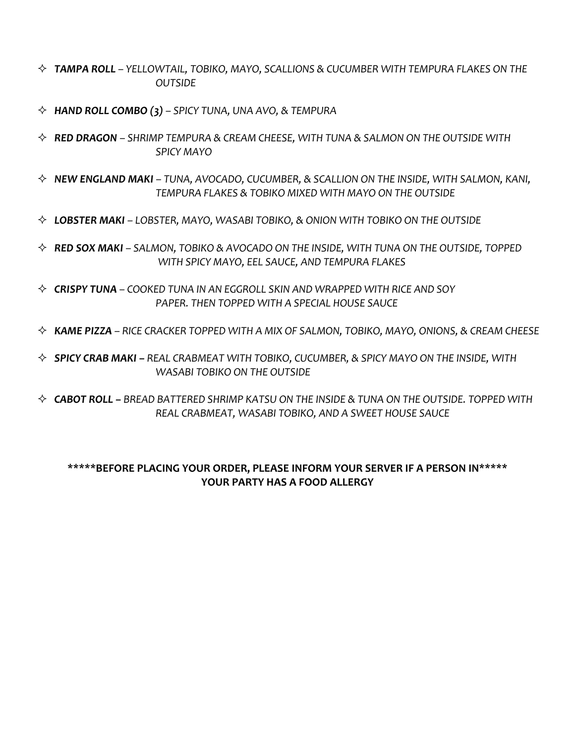- ***TAMPA ROLL*** *– YELLOWTAIL, TOBIKO, MAYO, SCALLIONS & CUCUMBER WITH TEMPURA FLAKES ON THE OUTSIDE*

- ***HAND ROLL COMBO (3)*** *– SPICY TUNA, UNA AVO, & TEMPURA*

- ***RED DRAGON*** *– SHRIMP TEMPURA & CREAM CHEESE, WITH TUNA & SALMON ON THE OUTSIDE WITH SPICY MAYO*

- ***NEW ENGLAND MAKI*** *– TUNA, AVOCADO, CUCUMBER, & SCALLION ON THE INSIDE, WITH SALMON, KANI, TEMPURA FLAKES & TOBIKO MIXED WITH MAYO ON THE OUTSIDE*

- ***LOBSTER MAKI*** *– LOBSTER, MAYO, WASABI TOBIKO, & ONION WITH TOBIKO ON THE OUTSIDE*

- ***RED SOX MAKI*** *– SALMON, TOBIKO & AVOCADO ON THE INSIDE, WITH TUNA ON THE OUTSIDE, TOPPED WITH SPICY MAYO, EEL SAUCE, AND TEMPURA FLAKES*

- ***CRISPY TUNA*** *– COOKED TUNA IN AN EGGROLL SKIN AND WRAPPED WITH RICE AND SOY PAPER. THEN TOPPED WITH A SPECIAL HOUSE SAUCE*

- ***KAME PIZZA*** *– RICE CRACKER TOPPED WITH A MIX OF SALMON, TOBIKO, MAYO, ONIONS, & CREAM CHEESE*

- ***SPICY CRAB MAKI –*** *REAL CRABMEAT WITH TOBIKO, CUCUMBER, & SPICY MAYO ON THE INSIDE, WITH WASABI TOBIKO ON THE OUTSIDE*

- ***CABOT ROLL –*** *BREAD BATTERED SHRIMP KATSU ON THE INSIDE & TUNA ON THE OUTSIDE. TOPPED WITH REAL CRABMEAT, WASABI TOBIKO, AND A SWEET HOUSE SAUCE*

**\*\*\*\*\*BEFORE PLACING YOUR ORDER, PLEASE INFORM YOUR SERVER IF A PERSON IN\*\*\*\*\* YOUR PARTY HAS A FOOD ALLERGY**